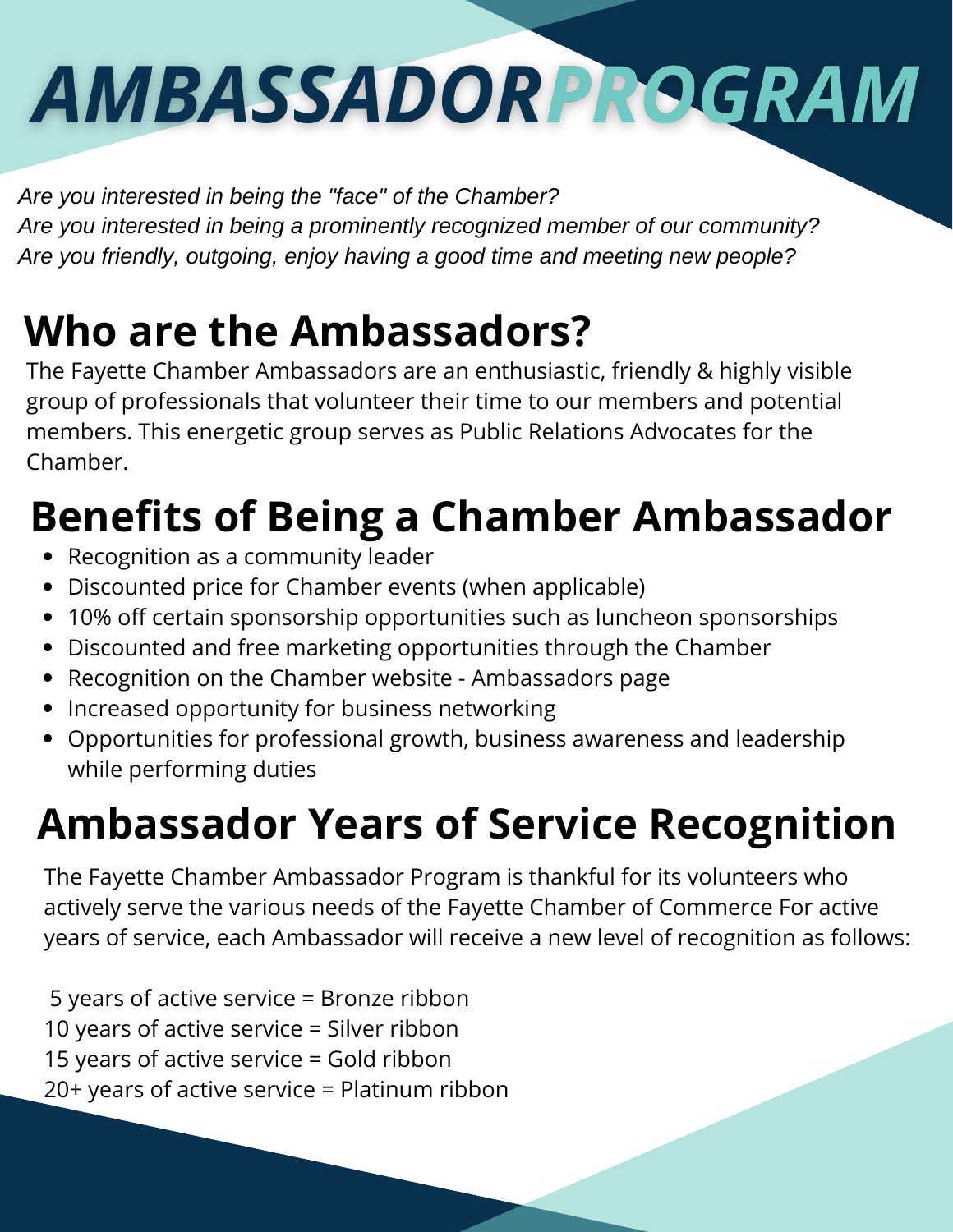# AMBASSADOR PROGRAM

*Are you interested in being the "face" of the Chamber?*
*Are you interested in being a prominently recognized member of our community?*
*Are you friendly, outgoing, enjoy having a good time and meeting new people?*

## Who are the Ambassadors?

The Fayette Chamber Ambassadors are an enthusiastic, friendly & highly visible group of professionals that volunteer their time to our members and potential members. This energetic group serves as Public Relations Advocates for the Chamber.

## Benefits of Being a Chamber Ambassador

- Recognition as a community leader
- Discounted price for Chamber events (when applicable)
- 10% off certain sponsorship opportunities such as luncheon sponsorships
- Discounted and free marketing opportunities through the Chamber
- Recognition on the Chamber website - Ambassadors page
- Increased opportunity for business networking
- Opportunities for professional growth, business awareness and leadership while performing duties

## Ambassador Years of Service Recognition

The Fayette Chamber Ambassador Program is thankful for its volunteers who actively serve the various needs of the Fayette Chamber of Commerce For active years of service, each Ambassador will receive a new level of recognition as follows:

5 years of active service = Bronze ribbon
10 years of active service = Silver ribbon
15 years of active service = Gold ribbon
20+ years of active service = Platinum ribbon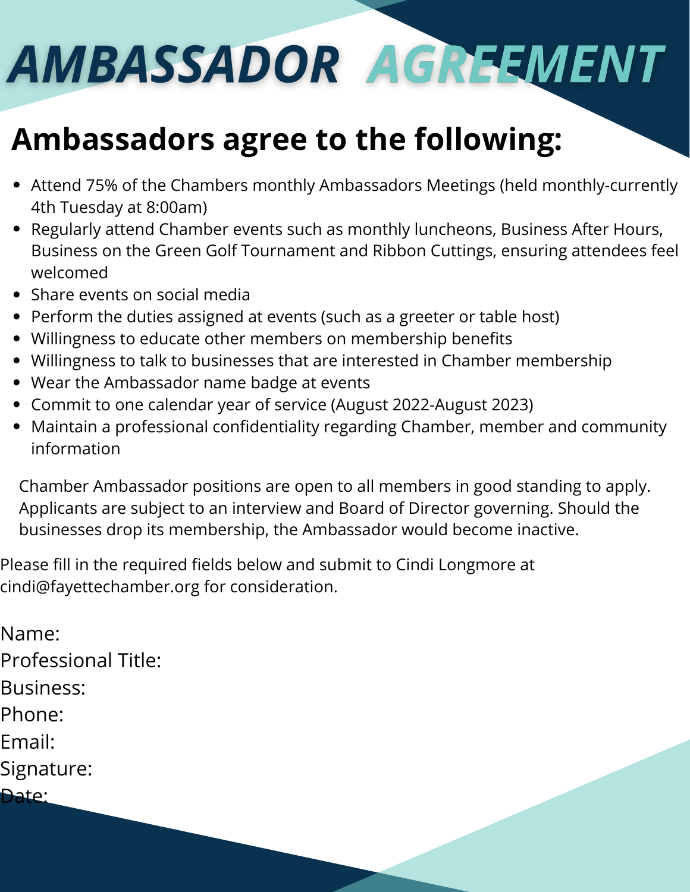# AMBASSADOR AGREEMENT

## Ambassadors agree to the following:

- Attend 75% of the Chambers monthly Ambassadors Meetings (held monthly-currently 4th Tuesday at 8:00am)
- Regularly attend Chamber events such as monthly luncheons, Business After Hours, Business on the Green Golf Tournament and Ribbon Cuttings, ensuring attendees feel welcomed
- Share events on social media
- Perform the duties assigned at events (such as a greeter or table host)
- Willingness to educate other members on membership benefits
- Willingness to talk to businesses that are interested in Chamber membership
- Wear the Ambassador name badge at events
- Commit to one calendar year of service (August 2022-August 2023)
- Maintain a professional confidentiality regarding Chamber, member and community information

Chamber Ambassador positions are open to all members in good standing to apply. Applicants are subject to an interview and Board of Director governing. Should the businesses drop its membership, the Ambassador would become inactive.

Please fill in the required fields below and submit to Cindi Longmore at cindi@fayettechamber.org for consideration.

Name:
Professional Title:
Business:
Phone:
Email:
Signature:
Date: